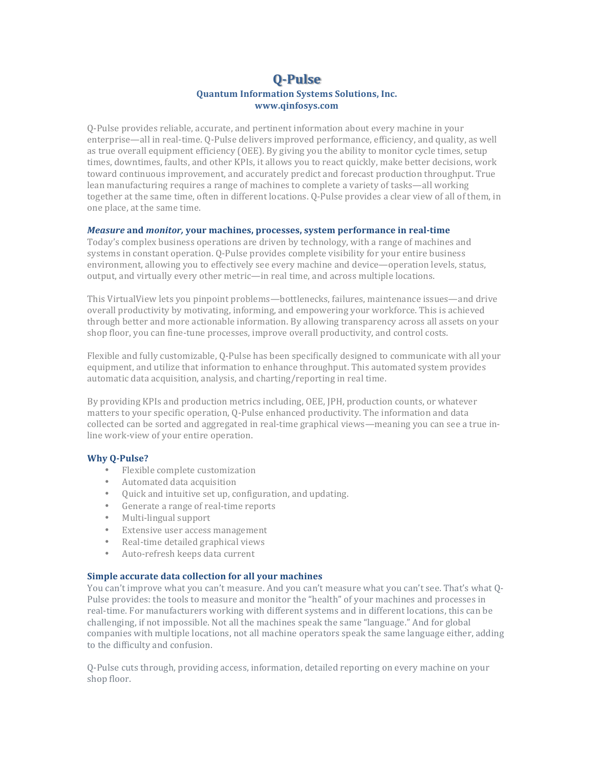# Q-Pulse

**Quantum Information Systems Solutions, Inc.**
**www.qinfosys.com**

Q-Pulse provides reliable, accurate, and pertinent information about every machine in your enterprise—all in real-time. Q-Pulse delivers improved performance, efficiency, and quality, as well as true overall equipment efficiency (OEE). By giving you the ability to monitor cycle times, setup times, downtimes, faults, and other KPIs, it allows you to react quickly, make better decisions, work toward continuous improvement, and accurately predict and forecast production throughput. True lean manufacturing requires a range of machines to complete a variety of tasks—all working together at the same time, often in different locations. Q-Pulse provides a clear view of all of them, in one place, at the same time.

### ***Measure*** **and** ***monitor,*** **your machines, processes, system performance in real-time**

Today's complex business operations are driven by technology, with a range of machines and systems in constant operation. Q-Pulse provides complete visibility for your entire business environment, allowing you to effectively see every machine and device—operation levels, status, output, and virtually every other metric—in real time, and across multiple locations.

This VirtualView lets you pinpoint problems—bottlenecks, failures, maintenance issues—and drive overall productivity by motivating, informing, and empowering your workforce. This is achieved through better and more actionable information. By allowing transparency across all assets on your shop floor, you can fine-tune processes, improve overall productivity, and control costs.

Flexible and fully customizable, Q-Pulse has been specifically designed to communicate with all your equipment, and utilize that information to enhance throughput. This automated system provides automatic data acquisition, analysis, and charting/reporting in real time.

By providing KPIs and production metrics including, OEE, JPH, production counts, or whatever matters to your specific operation, Q-Pulse enhanced productivity. The information and data collected can be sorted and aggregated in real-time graphical views—meaning you can see a true in-line work-view of your entire operation.

### Why Q-Pulse?

- Flexible complete customization
- Automated data acquisition
- Quick and intuitive set up, configuration, and updating.
- Generate a range of real-time reports
- Multi-lingual support
- Extensive user access management
- Real-time detailed graphical views
- Auto-refresh keeps data current

### Simple accurate data collection for all your machines

You can't improve what you can't measure. And you can't measure what you can't see. That's what Q-Pulse provides: the tools to measure and monitor the "health" of your machines and processes in real-time. For manufacturers working with different systems and in different locations, this can be challenging, if not impossible. Not all the machines speak the same "language." And for global companies with multiple locations, not all machine operators speak the same language either, adding to the difficulty and confusion.

Q-Pulse cuts through, providing access, information, detailed reporting on every machine on your shop floor.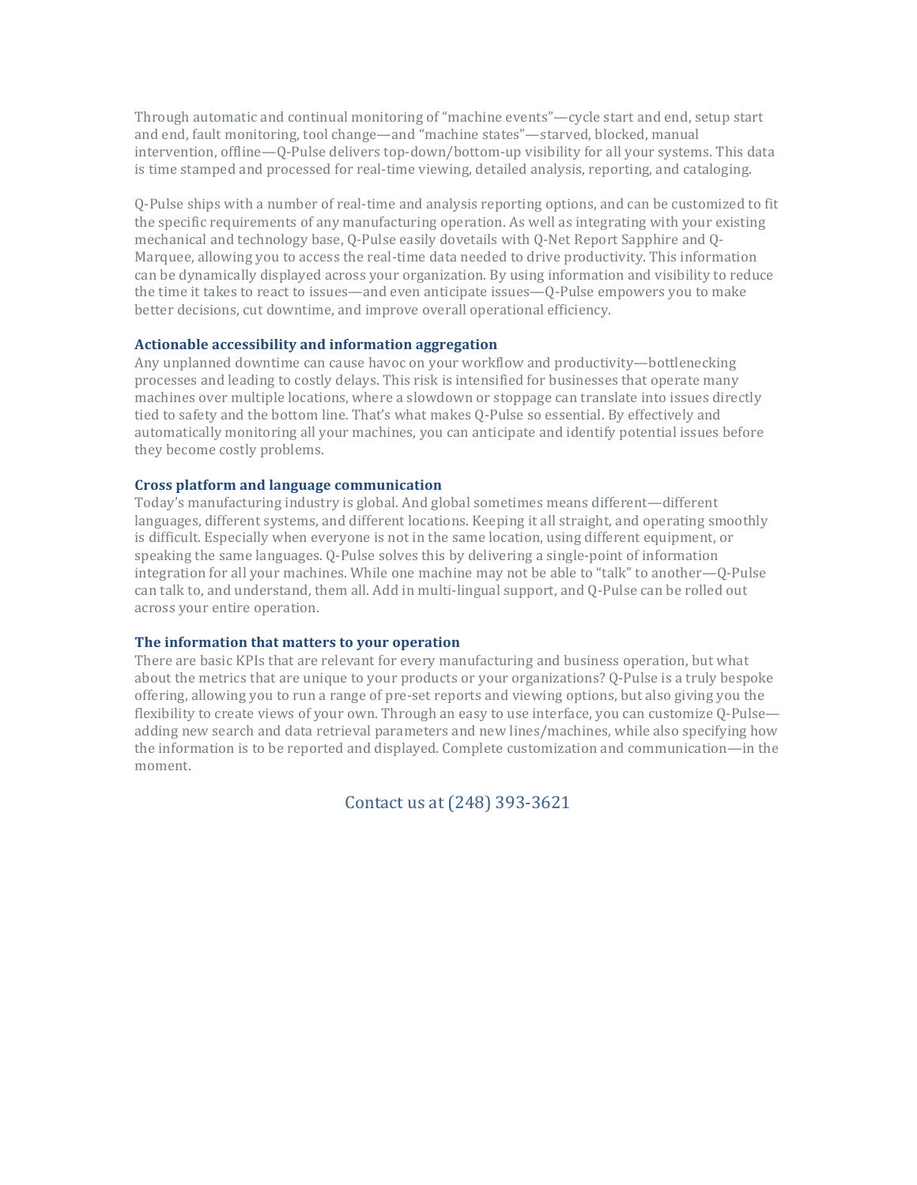Through automatic and continual monitoring of "machine events"—cycle start and end, setup start and end, fault monitoring, tool change—and "machine states"—starved, blocked, manual intervention, offline—Q-Pulse delivers top-down/bottom-up visibility for all your systems. This data is time stamped and processed for real-time viewing, detailed analysis, reporting, and cataloging.

Q-Pulse ships with a number of real-time and analysis reporting options, and can be customized to fit the specific requirements of any manufacturing operation. As well as integrating with your existing mechanical and technology base, Q-Pulse easily dovetails with Q-Net Report Sapphire and Q-Marquee, allowing you to access the real-time data needed to drive productivity. This information can be dynamically displayed across your organization. By using information and visibility to reduce the time it takes to react to issues—and even anticipate issues—Q-Pulse empowers you to make better decisions, cut downtime, and improve overall operational efficiency.

**Actionable accessibility and information aggregation**

Any unplanned downtime can cause havoc on your workflow and productivity—bottlenecking processes and leading to costly delays. This risk is intensified for businesses that operate many machines over multiple locations, where a slowdown or stoppage can translate into issues directly tied to safety and the bottom line. That's what makes Q-Pulse so essential. By effectively and automatically monitoring all your machines, you can anticipate and identify potential issues before they become costly problems.

**Cross platform and language communication**

Today's manufacturing industry is global. And global sometimes means different—different languages, different systems, and different locations. Keeping it all straight, and operating smoothly is difficult. Especially when everyone is not in the same location, using different equipment, or speaking the same languages. Q-Pulse solves this by delivering a single-point of information integration for all your machines. While one machine may not be able to "talk" to another—Q-Pulse can talk to, and understand, them all. Add in multi-lingual support, and Q-Pulse can be rolled out across your entire operation.

**The information that matters to your operation**

There are basic KPIs that are relevant for every manufacturing and business operation, but what about the metrics that are unique to your products or your organizations? Q-Pulse is a truly bespoke offering, allowing you to run a range of pre-set reports and viewing options, but also giving you the flexibility to create views of your own. Through an easy to use interface, you can customize Q-Pulse—adding new search and data retrieval parameters and new lines/machines, while also specifying how the information is to be reported and displayed. Complete customization and communication—in the moment.

Contact us at (248) 393-3621